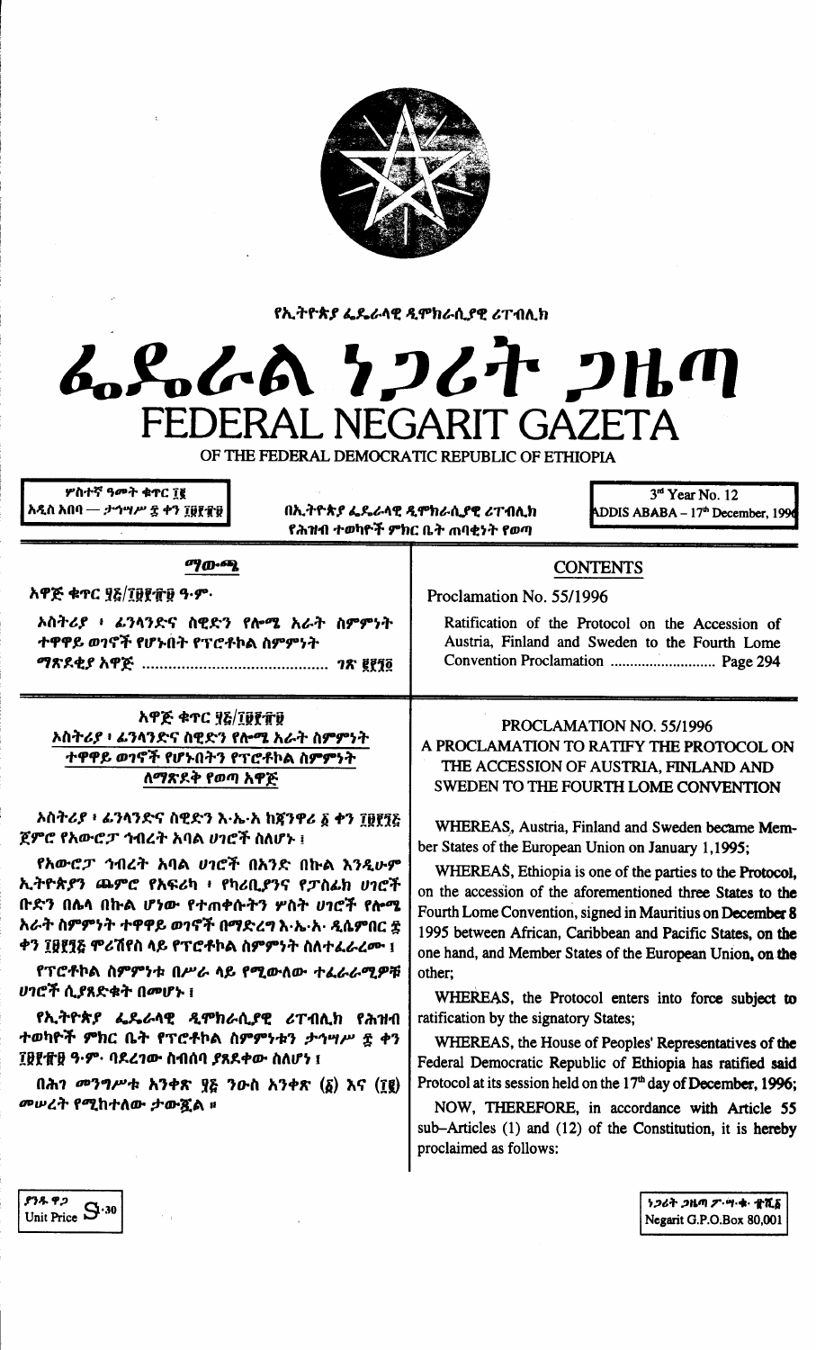የኢትዮጵያ ፌዴራላዊ ዲሞክራሲያዊ ሪፐብሊክ

# ፌዴራል ነጋሪት ጋዜጣ
# FEDERAL NEGARIT GAZETA

OF THE FEDERAL DEMOCRATIC REPUBLIC OF ETHIOPIA

ሦስተኛ ዓመት ቁጥር ፲፪
አዲስ አበባ — ታኅሣሥ ፰ ቀን ፲፱፻፹፱

በኢትዮጵያ ፌዴራላዊ ዲሞክራሲያዊ ሪፐብሊክ
የሕዝብ ተወካዮች ምክር ቤት ጠባቂነት የወጣ

3rd Year No. 12
ADDIS ABABA – 17th December, 1996

## ማውጫ

አዋጅ ቁጥር ፶፭/፲፱፻፹፱ ዓ.ም.

አስትሪያ ፣ ፊንላንድና ስዊድን የሎሜ አራት ስምምነት ተዋዋይ ወገኖች የሆኑበት የፕሮቶኮል ስምምነት ማጽደቂያ አዋጅ ........................................ ገጽ ፪፻፺፬

## CONTENTS

Proclamation No. 55/1996

Ratification of the Protocol on the Accession of Austria, Finland and Sweden to the Fourth Lome Convention Proclamation ........................... Page 294

## አዋጅ ቁጥር ፶፭/፲፱፻፹፱
## አስትሪያ ፣ ፊንላንድና ስዊድን የሎሜ አራት ስምምነት ተዋዋይ ወገኖች የሆኑበትን የፕሮቶኮል ስምምነት ለማጽደቅ የወጣ አዋጅ

አስትሪያ ፣ ፊንላንድና ስዊድን እ.ኤ.አ ከጃንዋሪ ፩ ቀን ፲፱፻፺፭ ጀምሮ የአውሮፓ ኅብረት አባል ሀገሮች ስለሆኑ ፤

የአውሮፓ ኅብረት አባል ሀገሮች በአንድ በኩል እንዲሁም ኢትዮጵያን ጨምሮ የአፍሪካ ፣ የካሪቢያንና የፓስፊክ ሀገሮች ቡድን በሌላ በኩል ሆነው የተጠቀሱትን ሦስት ሀገሮች የሎሜ አራት ስምምነት ተዋዋይ ወገኖች በማድረግ እ.ኤ.አ ዲሴምበር ፰ ቀን ፲፱፻፺፭ ሞሪሽየስ ላይ የፕሮቶኮል ስምምነት ስለተፈራረሙ ፤

የፕሮቶኮል ስምምነቱ በሥራ ላይ የሚውለው ተፈራራሚዎቹ ሀገሮች ሲያጸድቁት በመሆኑ ፤

የኢትዮጵያ ፌዴራላዊ ዲሞክራሲያዊ ሪፐብሊክ የሕዝብ ተወካዮች ምክር ቤት የፕሮቶኮል ስምምነቱን ታኅሣሥ ፰ ቀን ፲፱፻፹፱ ዓ.ም. ባደረገው ስብሰባ ያጸደቀው ስለሆነ ፤

በሕገ መንግሥቱ አንቀጽ ፶፭ ንዑስ አንቀጽ (፩) እና (፲፪) መሠረት የሚከተለው ታውጇል ።

## PROCLAMATION NO. 55/1996
## A PROCLAMATION TO RATIFY THE PROTOCOL ON THE ACCESSION OF AUSTRIA, FINLAND AND SWEDEN TO THE FOURTH LOME CONVENTION

WHEREAS, Austria, Finland and Sweden became Member States of the European Union on January 1,1995;

WHEREAS, Ethiopia is one of the parties to the Protocol, on the accession of the aforementioned three States to the Fourth Lome Convention, signed in Mauritius on December 8 1995 between African, Caribbean and Pacific States, on the one hand, and Member States of the European Union, on the other;

WHEREAS, the Protocol enters into force subject to ratification by the signatory States;

WHEREAS, the House of Peoples' Representatives of the Federal Democratic Republic of Ethiopia has ratified said Protocol at its session held on the 17th day of December, 1996;

NOW, THEREFORE, in accordance with Article 55 sub-Articles (1) and (12) of the Constitution, it is hereby proclaimed as follows:

ያንዱ ዋጋ
Unit Price 3.30

ነጋሪት ጋዜጣ ፖ.ሣ.ቁ. ፹ሺ፩
Negarit G.P.O.Box 80,001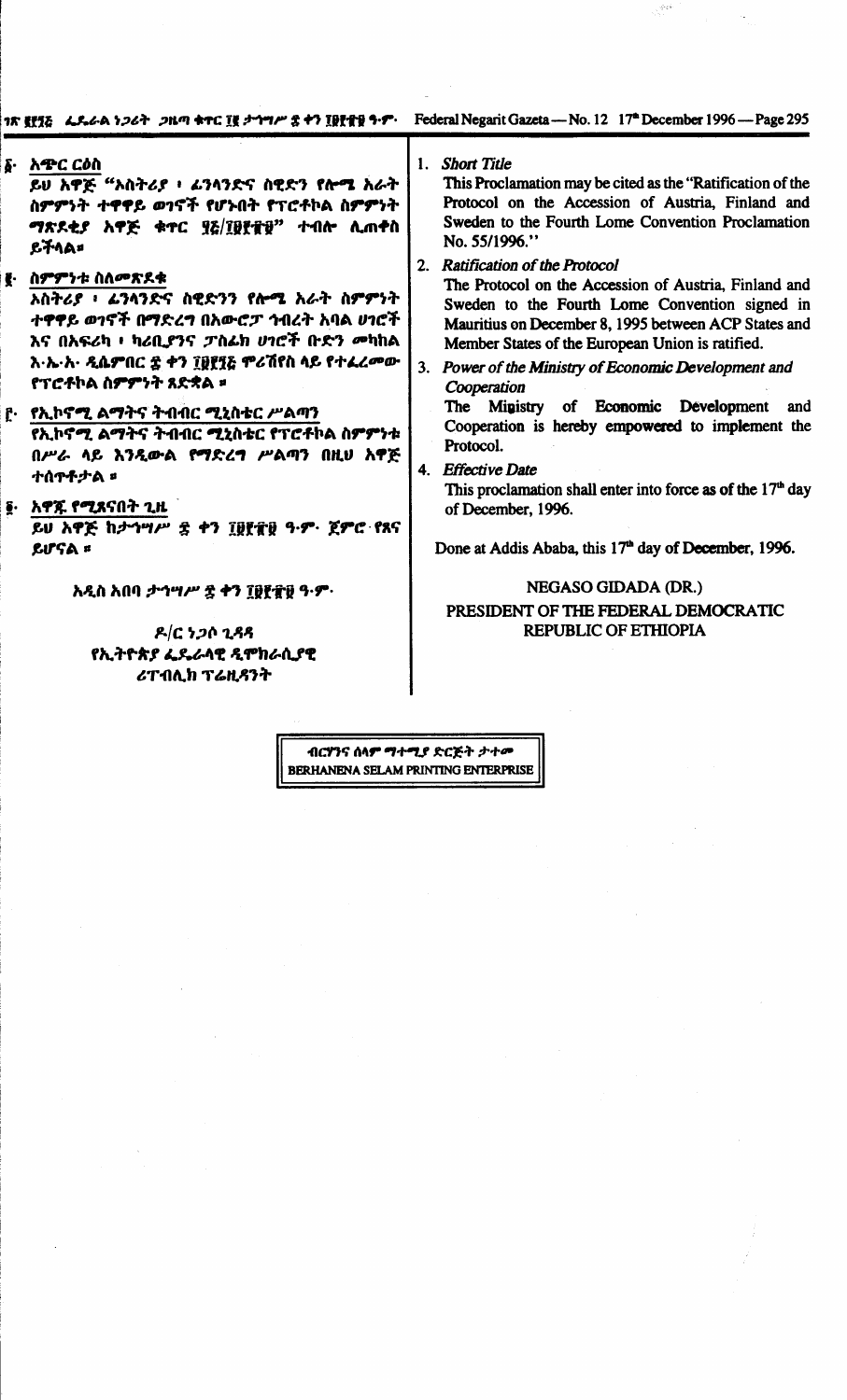፩· አጭር ርዕስ
ይህ አዋጅ "ኦስትሪያ ፣ ፊንላንድና ስዊድን የሎሜ አራት ስምምነት ተዋዋይ ወገኖች የሆኑበት የፕሮቶኮል ስምምነት ማጽደቂያ አዋጅ ቁጥር ፶፭/፲፱፻፹፱" ተብሎ ሊጠቀስ ይችላል።

፪· ስምምነቱ ስለመጽደቁ
ኦስትሪያ ፣ ፊንላንድና ስዊድን የሎሜ አራት ስምምነት ተዋዋይ ወገኖች በማድረግ በአውሮፓ ኅብረት አባል ሀገሮች እና በአፍሪካ ፣ ካሪቢያንና ፓስፊክ ሀገሮች ቡድን መካከል እ·ኤ·አ· ዲሴምበር ፰ ቀን ፲፱፻፺፭ ሞሪሽየስ ላይ የተፈረመው የፕሮቶኮል ስምምነት ጸድቋል ።

፫· የኢኮኖሚ ልማትና ትብብር ሚኒስቴር ሥልጣን
የኢኮኖሚ ልማትና ትብብር ሚኒስቴር የፕሮቶኮል ስምምነቱ በሥራ ላይ እንዲውል የማድረግ ሥልጣን በዚህ አዋጅ ተሰጥቶታል ።

፬· አዋጁ የሚጸናበት ጊዜ
ይህ አዋጅ ከታኅሣሥ ፰ ቀን ፲፱፻፹፱ ዓ·ም· ጀምሮ የጸና ይሆናል ።

አዲስ አበባ ታኅሣሥ ፰ ቀን ፲፱፻፹፱ ዓ·ም·

ዶ/ር ነጋሶ ጊዳዳ
የኢትዮጵያ ፌዴራላዊ ዲሞክራሲያዊ ሪፐብሊክ ፕሬዚዳንት

1. *Short Title*
This Proclamation may be cited as the "Ratification of the Protocol on the Accession of Austria, Finland and Sweden to the Fourth Lome Convention Proclamation No. 55/1996."

2. *Ratification of the Protocol*
The Protocol on the Accession of Austria, Finland and Sweden to the Fourth Lome Convention signed in Mauritius on December 8, 1995 between ACP States and Member States of the European Union is ratified.

3. *Power of the Ministry of Economic Development and Cooperation*
The Ministry of Economic Development and Cooperation is hereby empowered to implement the Protocol.

4. *Effective Date*
This proclamation shall enter into force as of the 17th day of December, 1996.

Done at Addis Ababa, this 17th day of December, 1996.

NEGASO GIDADA (DR.)
PRESIDENT OF THE FEDERAL DEMOCRATIC REPUBLIC OF ETHIOPIA

ብርሃንና ሰላም ማተሚያ ድርጅት ታተመ
BERHANENA SELAM PRINTING ENTERPRISE